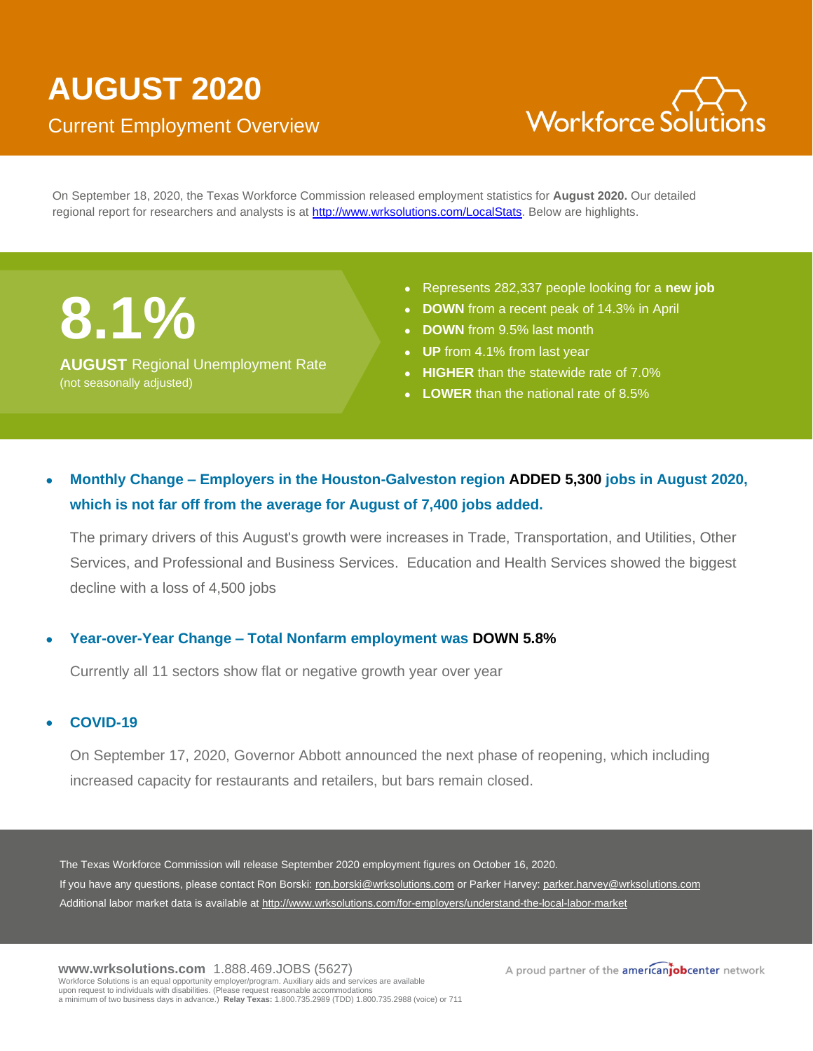# AUGUST 2020

## Current Employment Overview

Workforce Solutions

On September 18, 2020, the Texas Workforce Commission released employment statistics for **August 2020.** Our detailed regional report for researchers and analysts is at http://www.wrksolutions.com/LocalStats. Below are highlights.

# 8.1%

**AUGUST** Regional Unemployment Rate
(not seasonally adjusted)

- Represents 282,337 people looking for a **new job**
- **DOWN** from a recent peak of 14.3% in April
- **DOWN** from 9.5% last month
- **UP** from 4.1% from last year
- **HIGHER** than the statewide rate of 7.0%
- **LOWER** than the national rate of 8.5%

- **Monthly Change – Employers in the Houston-Galveston region ADDED 5,300 jobs in August 2020, which is not far off from the average for August of 7,400 jobs added.**

  The primary drivers of this August's growth were increases in Trade, Transportation, and Utilities, Other Services, and Professional and Business Services. Education and Health Services showed the biggest decline with a loss of 4,500 jobs

- **Year-over-Year Change – Total Nonfarm employment was DOWN 5.8%**

  Currently all 11 sectors show flat or negative growth year over year

- **COVID-19**

  On September 17, 2020, Governor Abbott announced the next phase of reopening, which including increased capacity for restaurants and retailers, but bars remain closed.

The Texas Workforce Commission will release September 2020 employment figures on October 16, 2020.
If you have any questions, please contact Ron Borski: ron.borski@wrksolutions.com or Parker Harvey: parker.harvey@wrksolutions.com
Additional labor market data is available at http://www.wrksolutions.com/for-employers/understand-the-local-labor-market

**www.wrksolutions.com** 1.888.469.JOBS (5627)
Workforce Solutions is an equal opportunity employer/program. Auxiliary aids and services are available upon request to individuals with disabilities. (Please request reasonable accommodations a minimum of two business days in advance.) **Relay Texas:** 1.800.735.2989 (TDD) 1.800.735.2988 (voice) or 711

A proud partner of the americanjobcenter network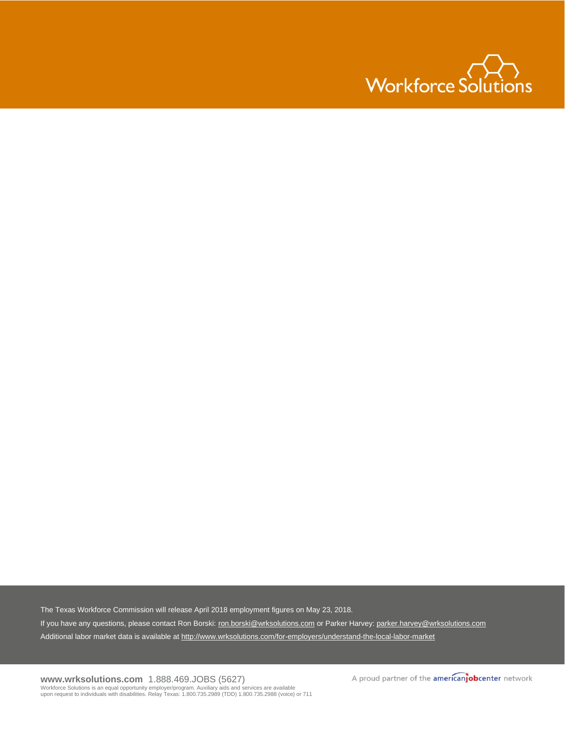The Texas Workforce Commission will release April 2018 employment figures on May 23, 2018.

If you have any questions, please contact Ron Borski: ron.borski@wrksolutions.com or Parker Harvey: parker.harvey@wrksolutions.com

Additional labor market data is available at http://www.wrksolutions.com/for-employers/understand-the-local-labor-market

**www.wrksolutions.com** 1.888.469.JOBS (5627)

Workforce Solutions is an equal opportunity employer/program. Auxiliary aids and services are available upon request to individuals with disabilities. Relay Texas: 1.800.735.2989 (TDD) 1.800.735.2988 (voice) or 711

A proud partner of the americanjobcenter network